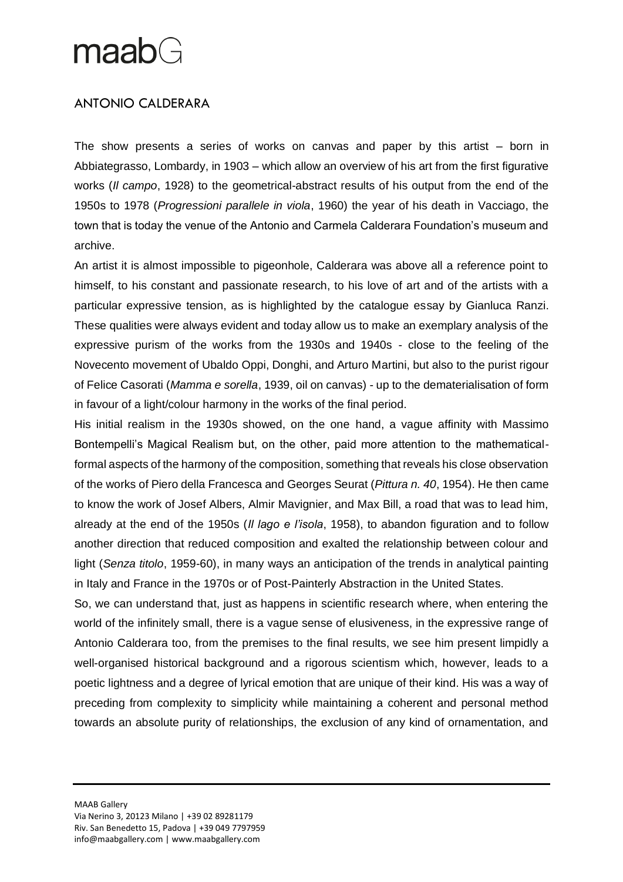# ANTONIO CALDERARA

The show presents a series of works on canvas and paper by this artist – born in Abbiategrasso, Lombardy, in 1903 – which allow an overview of his art from the first figurative works (*Il campo*, 1928) to the geometrical-abstract results of his output from the end of the 1950s to 1978 (*Progressioni parallele in viola*, 1960) the year of his death in Vacciago, the town that is today the venue of the Antonio and Carmela Calderara Foundation's museum and archive.

An artist it is almost impossible to pigeonhole, Calderara was above all a reference point to himself, to his constant and passionate research, to his love of art and of the artists with a particular expressive tension, as is highlighted by the catalogue essay by Gianluca Ranzi. These qualities were always evident and today allow us to make an exemplary analysis of the expressive purism of the works from the 1930s and 1940s - close to the feeling of the Novecento movement of Ubaldo Oppi, Donghi, and Arturo Martini, but also to the purist rigour of Felice Casorati (*Mamma e sorella*, 1939, oil on canvas) - up to the dematerialisation of form in favour of a light/colour harmony in the works of the final period.

His initial realism in the 1930s showed, on the one hand, a vague affinity with Massimo Bontempelli's Magical Realism but, on the other, paid more attention to the mathematical-formal aspects of the harmony of the composition, something that reveals his close observation of the works of Piero della Francesca and Georges Seurat (*Pittura n. 40*, 1954). He then came to know the work of Josef Albers, Almir Mavignier, and Max Bill, a road that was to lead him, already at the end of the 1950s (*Il lago e l'isola*, 1958), to abandon figuration and to follow another direction that reduced composition and exalted the relationship between colour and light (*Senza titolo*, 1959-60), in many ways an anticipation of the trends in analytical painting in Italy and France in the 1970s or of Post-Painterly Abstraction in the United States.

So, we can understand that, just as happens in scientific research where, when entering the world of the infinitely small, there is a vague sense of elusiveness, in the expressive range of Antonio Calderara too, from the premises to the final results, we see him present limpidly a well-organised historical background and a rigorous scientism which, however, leads to a poetic lightness and a degree of lyrical emotion that are unique of their kind. His was a way of preceding from complexity to simplicity while maintaining a coherent and personal method towards an absolute purity of relationships, the exclusion of any kind of ornamentation, and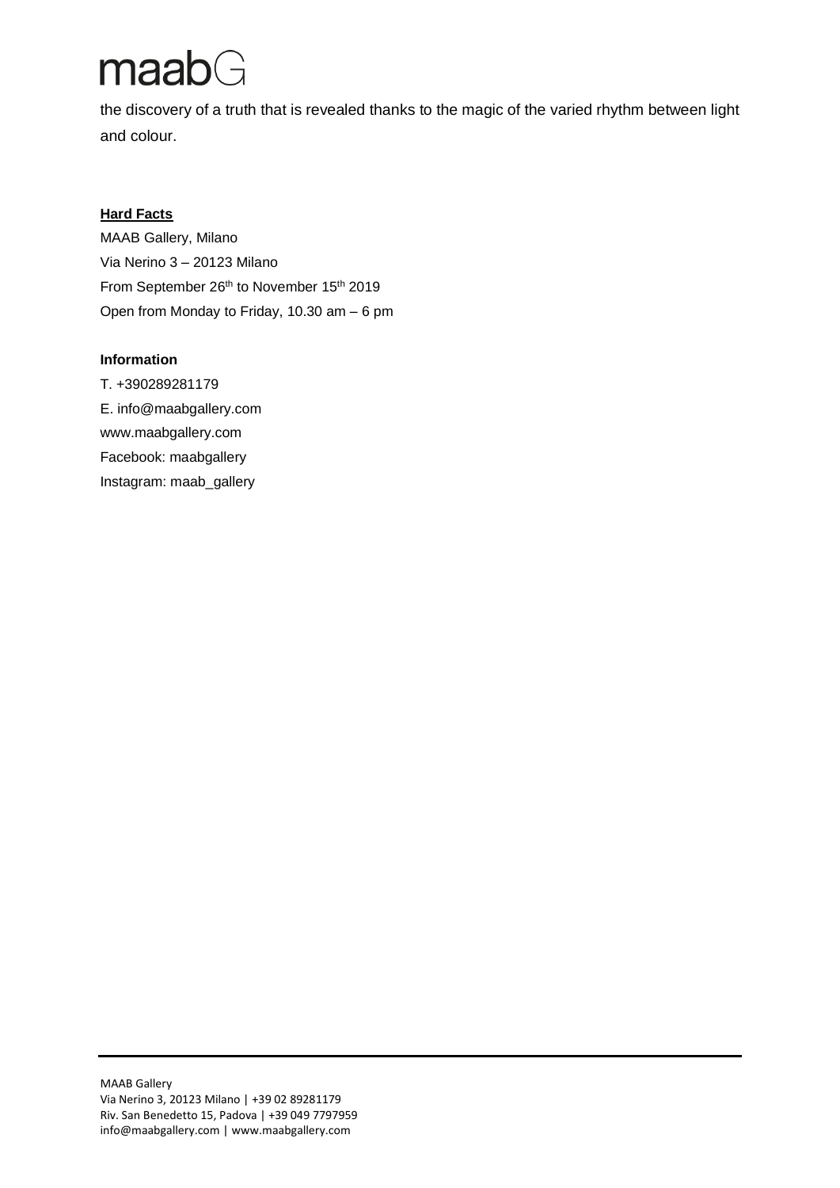the discovery of a truth that is revealed thanks to the magic of the varied rhythm between light and colour.

**Hard Facts**

MAAB Gallery, Milano
Via Nerino 3 – 20123 Milano
From September 26th to November 15th 2019
Open from Monday to Friday, 10.30 am – 6 pm

**Information**

T. +390289281179
E. info@maabgallery.com
www.maabgallery.com
Facebook: maabgallery
Instagram: maab_gallery